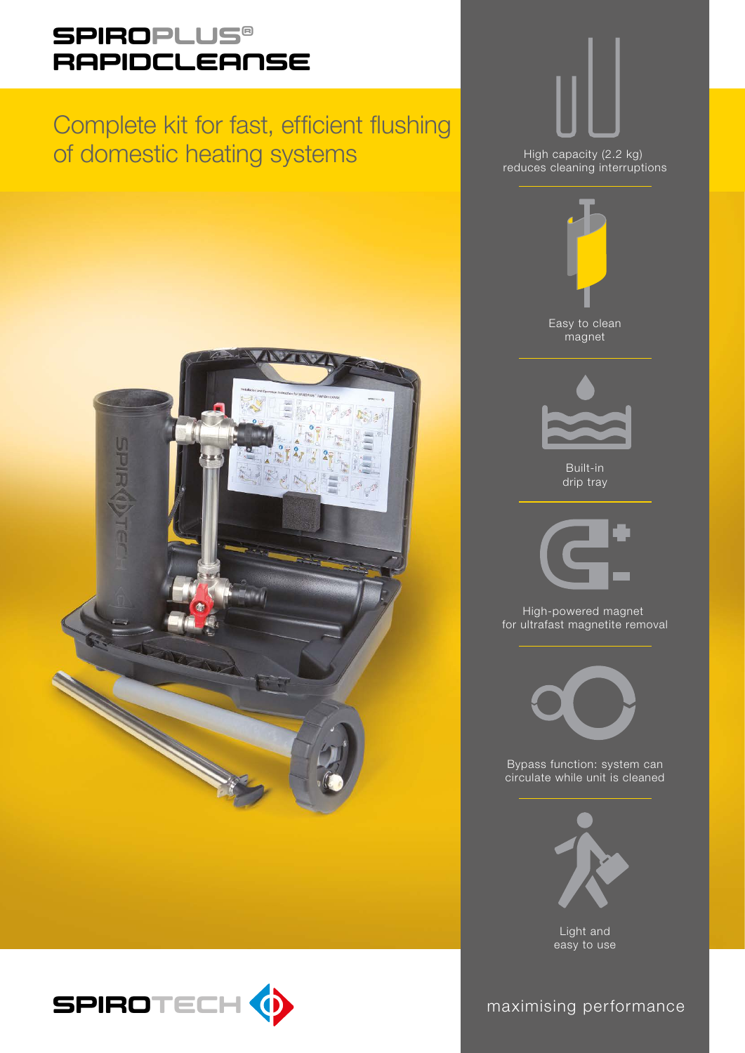# SPIROPLUS® RAPIDCLEANSE

## Complete kit for fast, efficient flushing of domestic heating systems

High capacity (2.2 kg) reduces cleaning interruptions

Easy to clean magnet

Built-in drip tray

High-powered magnet for ultrafast magnetite removal

Bypass function: system can circulate while unit is cleaned

Light and easy to use

SPIROTECH

maximising performance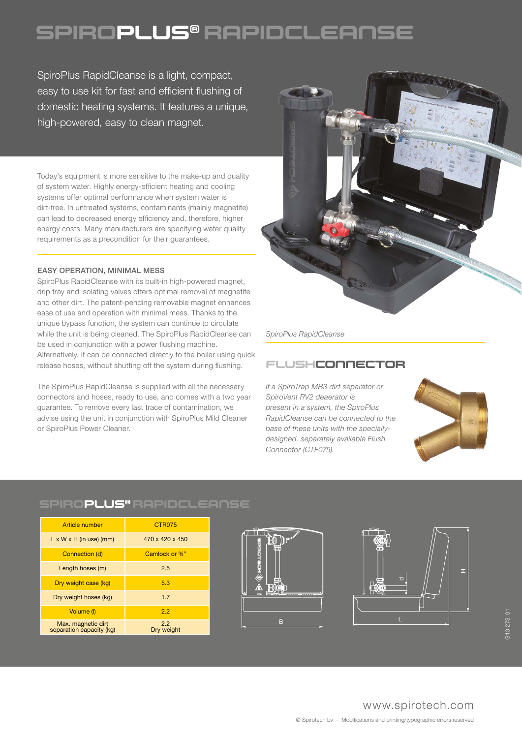# SPIROPLUS® RAPIDCLEANSE

SpiroPlus RapidCleanse is a light, compact, easy to use kit for fast and efficient flushing of domestic heating systems. It features a unique, high-powered, easy to clean magnet.

Today's equipment is more sensitive to the make-up and quality of system water. Highly energy-efficient heating and cooling systems offer optimal performance when system water is dirt-free. In untreated systems, contaminants (mainly magnetite) can lead to decreased energy efficiency and, therefore, higher energy costs. Many manufacturers are specifying water quality requirements as a precondition for their guarantees.

### EASY OPERATION, MINIMAL MESS

SpiroPlus RapidCleanse with its built-in high-powered magnet, drip tray and isolating valves offers optimal removal of magnetite and other dirt. The patent-pending removable magnet enhances ease of use and operation with minimal mess. Thanks to the unique bypass function, the system can continue to circulate while the unit is being cleaned. The SpiroPlus RapidCleanse can be used in conjunction with a power flushing machine. Alternatively, it can be connected directly to the boiler using quick release hoses, without shutting off the system during flushing.

The SpiroPlus RapidCleanse is supplied with all the necessary connectors and hoses, ready to use, and comes with a two year guarantee. To remove every last trace of contamination, we advise using the unit in conjunction with SpiroPlus Mild Cleaner or SpiroPlus Power Cleaner.

*SpiroPlus RapidCleanse*

## FLUSHCONNECTOR

*If a SpiroTrap MB3 dirt separator or SpiroVent RV2 deaerator is present in a system, the SpiroPlus RapidCleanse can be connected to the base of these units with the specially-designed, separately available Flush Connector (CTF075).*

## SPIROPLUS® RAPIDCLEANSE

| | |
|---|---|
| Article number | CTR075 |
| L x W x H (in use) (mm) | 470 x 420 x 450 |
| Connection (d) | Camlock or ¾" |
| Length hoses (m) | 2.5 |
| Dry weight case (kg) | 5.3 |
| Dry weight hoses (kg) | 1.7 |
| Volume (l) | 2.2 |
| Max. magnetic dirt separation capacity (kg) | 2.2 Dry weight |

B

d

H

L

G10.273_01

www.spirotech.com

© Spirotech bv - Modifications and printing/typographic errors reserved